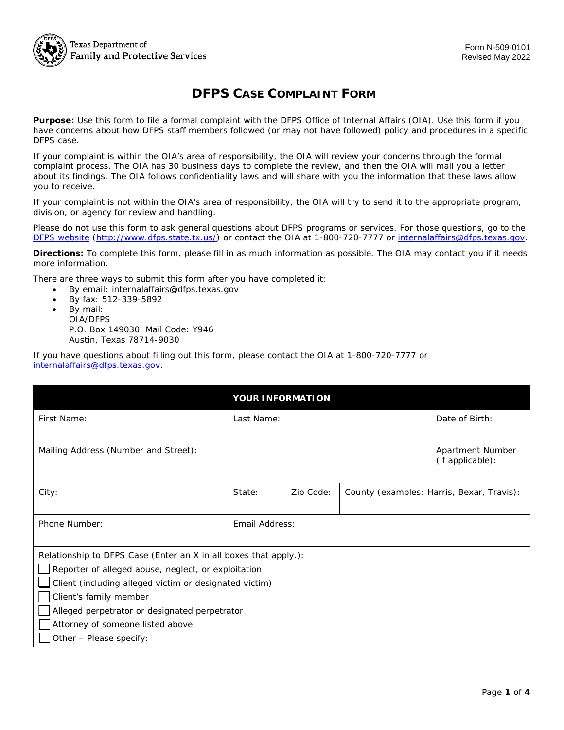Texas Department of Family and Protective Services

Form N-509-0101
Revised May 2022

# DFPS Case Complaint Form

**Purpose:** Use this form to file a formal complaint with the DFPS Office of Internal Affairs (OIA). Use this form if you have concerns about how DFPS staff members followed (or may not have followed) policy and procedures in a specific DFPS case.

If your complaint is within the OIA's area of responsibility, the OIA will review your concerns through the formal complaint process. The OIA has 30 business days to complete the review, and then the OIA will mail you a letter about its findings. The OIA follows confidentiality laws and will share with you the information that these laws allow you to receive.

If your complaint is not within the OIA's area of responsibility, the OIA will try to send it to the appropriate program, division, or agency for review and handling.

Please do not use this form to ask general questions about DFPS programs or services. For those questions, go to the DFPS website (http://www.dfps.state.tx.us/) or contact the OIA at 1-800-720-7777 or internalaffairs@dfps.texas.gov.

**Directions:** To complete this form, please fill in as much information as possible. The OIA may contact you if it needs more information.

There are three ways to submit this form after you have completed it:

- By email: internalaffairs@dfps.texas.gov
- By fax: 512-339-5892
- By mail:
  OIA/DFPS
  P.O. Box 149030, Mail Code: Y946
  Austin, Texas 78714-9030

If you have questions about filling out this form, please contact the OIA at 1-800-720-7777 or internalaffairs@dfps.texas.gov.

| YOUR INFORMATION | | | | |
|---|---|---|---|---|
| First Name: | Last Name: | | | Date of Birth: |
| Mailing Address (Number and Street): | | | | Apartment Number (if applicable): |
| City: | State: | Zip Code: | County (examples: Harris, Bexar, Travis): | |
| Phone Number: | Email Address: | | | |

Relationship to DFPS Case (Enter an X in all boxes that apply.):

- ☐ Reporter of alleged abuse, neglect, or exploitation
- ☐ Client (including alleged victim or designated victim)
- ☐ Client's family member
- ☐ Alleged perpetrator or designated perpetrator
- ☐ Attorney of someone listed above
- ☐ Other – Please specify: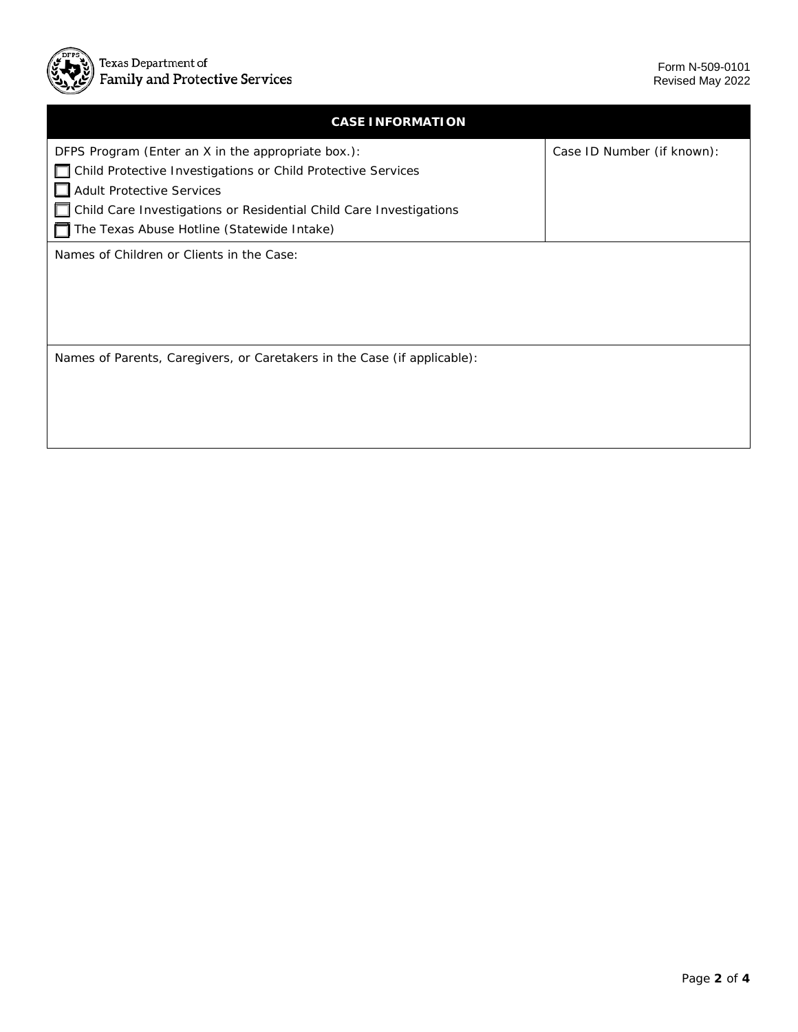## CASE INFORMATION

| DFPS Program (Enter an X in the appropriate box.): | Case ID Number (if known): |
| --- | --- |
| ☐ Child Protective Investigations or Child Protective Services<br>☐ Adult Protective Services<br>☐ Child Care Investigations or Residential Child Care Investigations<br>☐ The Texas Abuse Hotline (Statewide Intake) | |

Names of Children or Clients in the Case:

Names of Parents, Caregivers, or Caretakers in the Case (if applicable):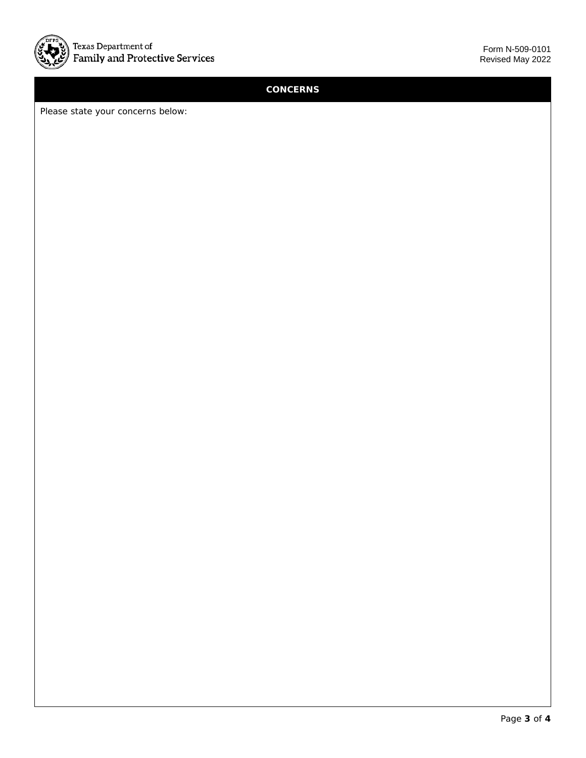Texas Department of Family and Protective Services

Form N-509-0101
Revised May 2022

## CONCERNS

Please state your concerns below: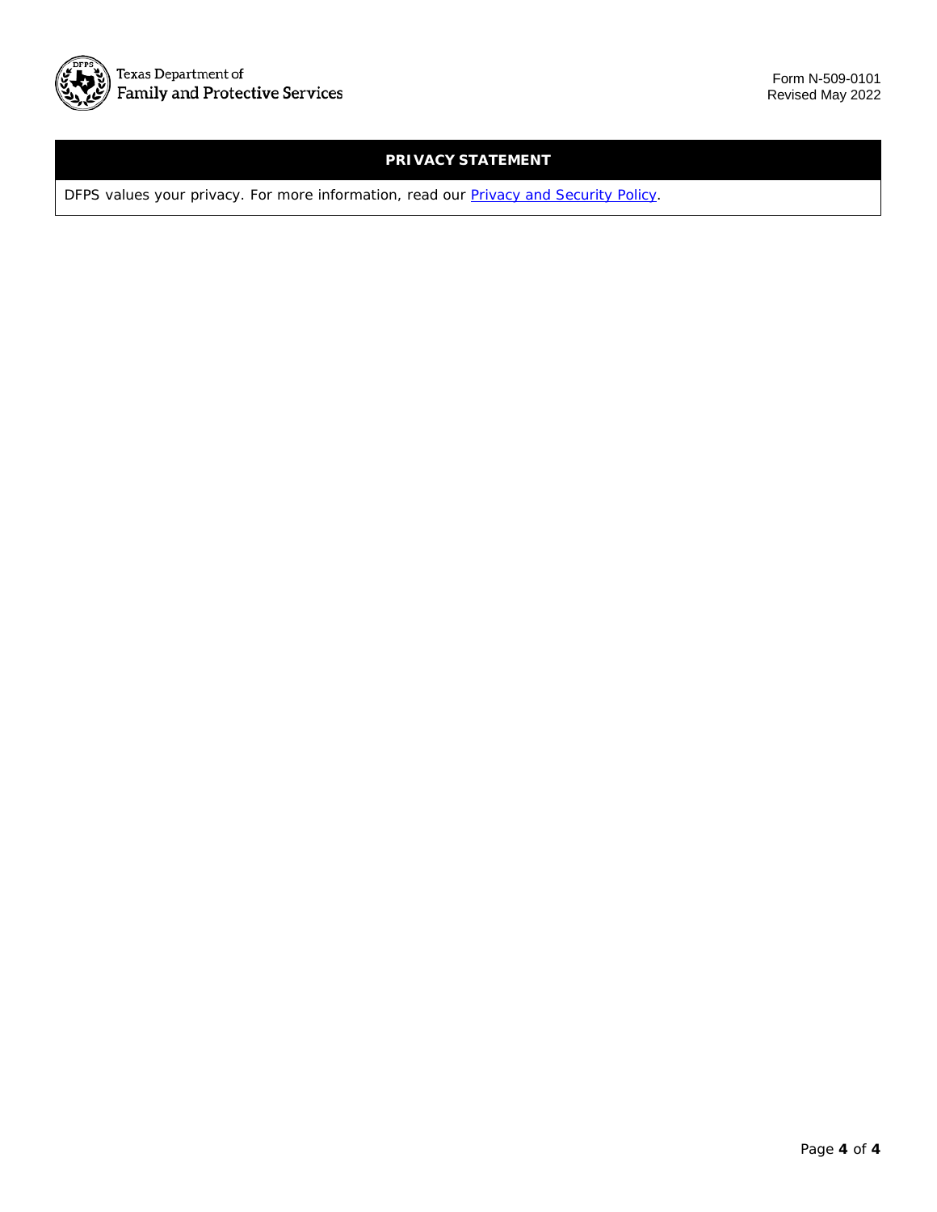## PRIVACY STATEMENT

DFPS values your privacy. For more information, read our Privacy and Security Policy.